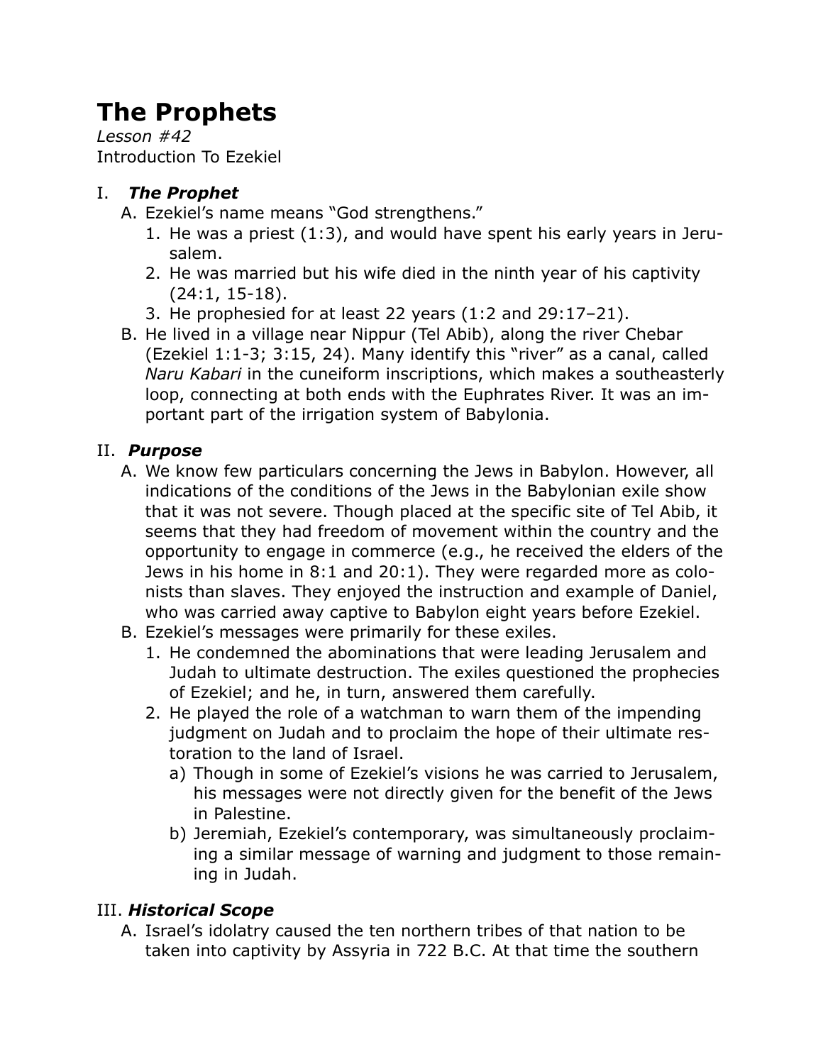# The Prophets

*Lesson #42*
Introduction To Ezekiel

I. ***The Prophet***

A. Ezekiel's name means "God strengthens."

1. He was a priest (1:3), and would have spent his early years in Jerusalem.
2. He was married but his wife died in the ninth year of his captivity (24:1, 15-18).
3. He prophesied for at least 22 years (1:2 and 29:17–21).

B. He lived in a village near Nippur (Tel Abib), along the river Chebar (Ezekiel 1:1-3; 3:15, 24). Many identify this "river" as a canal, called *Naru Kabari* in the cuneiform inscriptions, which makes a southeasterly loop, connecting at both ends with the Euphrates River. It was an important part of the irrigation system of Babylonia.

II. ***Purpose***

A. We know few particulars concerning the Jews in Babylon. However, all indications of the conditions of the Jews in the Babylonian exile show that it was not severe. Though placed at the specific site of Tel Abib, it seems that they had freedom of movement within the country and the opportunity to engage in commerce (e.g., he received the elders of the Jews in his home in 8:1 and 20:1). They were regarded more as colonists than slaves. They enjoyed the instruction and example of Daniel, who was carried away captive to Babylon eight years before Ezekiel.

B. Ezekiel's messages were primarily for these exiles.

1. He condemned the abominations that were leading Jerusalem and Judah to ultimate destruction. The exiles questioned the prophecies of Ezekiel; and he, in turn, answered them carefully.
2. He played the role of a watchman to warn them of the impending judgment on Judah and to proclaim the hope of their ultimate restoration to the land of Israel.
   a) Though in some of Ezekiel's visions he was carried to Jerusalem, his messages were not directly given for the benefit of the Jews in Palestine.
   b) Jeremiah, Ezekiel's contemporary, was simultaneously proclaiming a similar message of warning and judgment to those remaining in Judah.

III. ***Historical Scope***

A. Israel's idolatry caused the ten northern tribes of that nation to be taken into captivity by Assyria in 722 B.C. At that time the southern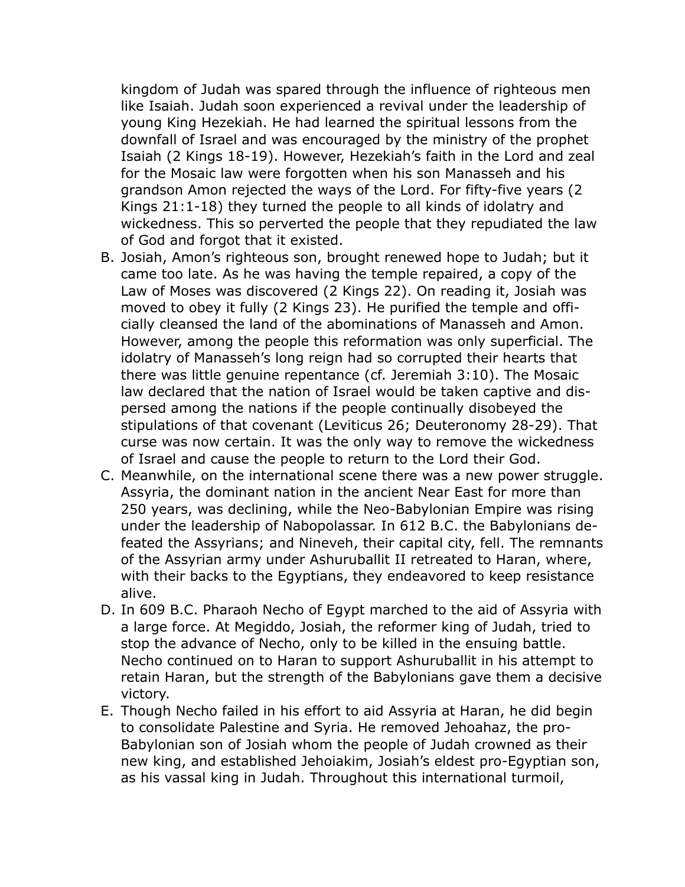kingdom of Judah was spared through the influence of righteous men like Isaiah. Judah soon experienced a revival under the leadership of young King Hezekiah. He had learned the spiritual lessons from the downfall of Israel and was encouraged by the ministry of the prophet Isaiah (2 Kings 18-19). However, Hezekiah's faith in the Lord and zeal for the Mosaic law were forgotten when his son Manasseh and his grandson Amon rejected the ways of the Lord. For fifty-five years (2 Kings 21:1-18) they turned the people to all kinds of idolatry and wickedness. This so perverted the people that they repudiated the law of God and forgot that it existed.

B. Josiah, Amon's righteous son, brought renewed hope to Judah; but it came too late. As he was having the temple repaired, a copy of the Law of Moses was discovered (2 Kings 22). On reading it, Josiah was moved to obey it fully (2 Kings 23). He purified the temple and officially cleansed the land of the abominations of Manasseh and Amon. However, among the people this reformation was only superficial. The idolatry of Manasseh's long reign had so corrupted their hearts that there was little genuine repentance (cf. Jeremiah 3:10). The Mosaic law declared that the nation of Israel would be taken captive and dispersed among the nations if the people continually disobeyed the stipulations of that covenant (Leviticus 26; Deuteronomy 28-29). That curse was now certain. It was the only way to remove the wickedness of Israel and cause the people to return to the Lord their God.

C. Meanwhile, on the international scene there was a new power struggle. Assyria, the dominant nation in the ancient Near East for more than 250 years, was declining, while the Neo-Babylonian Empire was rising under the leadership of Nabopolassar. In 612 B.C. the Babylonians defeated the Assyrians; and Nineveh, their capital city, fell. The remnants of the Assyrian army under Ashuruballit II retreated to Haran, where, with their backs to the Egyptians, they endeavored to keep resistance alive.

D. In 609 B.C. Pharaoh Necho of Egypt marched to the aid of Assyria with a large force. At Megiddo, Josiah, the reformer king of Judah, tried to stop the advance of Necho, only to be killed in the ensuing battle. Necho continued on to Haran to support Ashuruballit in his attempt to retain Haran, but the strength of the Babylonians gave them a decisive victory.

E. Though Necho failed in his effort to aid Assyria at Haran, he did begin to consolidate Palestine and Syria. He removed Jehoahaz, the pro-Babylonian son of Josiah whom the people of Judah crowned as their new king, and established Jehoiakim, Josiah's eldest pro-Egyptian son, as his vassal king in Judah. Throughout this international turmoil,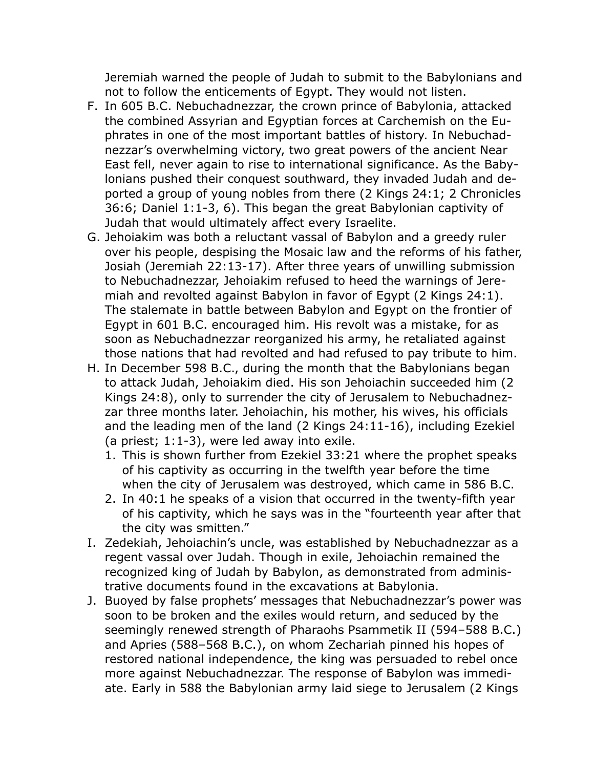Jeremiah warned the people of Judah to submit to the Babylonians and not to follow the enticements of Egypt. They would not listen.

F. In 605 B.C. Nebuchadnezzar, the crown prince of Babylonia, attacked the combined Assyrian and Egyptian forces at Carchemish on the Euphrates in one of the most important battles of history. In Nebuchadnezzar's overwhelming victory, two great powers of the ancient Near East fell, never again to rise to international significance. As the Babylonians pushed their conquest southward, they invaded Judah and deported a group of young nobles from there (2 Kings 24:1; 2 Chronicles 36:6; Daniel 1:1-3, 6). This began the great Babylonian captivity of Judah that would ultimately affect every Israelite.

G. Jehoiakim was both a reluctant vassal of Babylon and a greedy ruler over his people, despising the Mosaic law and the reforms of his father, Josiah (Jeremiah 22:13-17). After three years of unwilling submission to Nebuchadnezzar, Jehoiakim refused to heed the warnings of Jeremiah and revolted against Babylon in favor of Egypt (2 Kings 24:1). The stalemate in battle between Babylon and Egypt on the frontier of Egypt in 601 B.C. encouraged him. His revolt was a mistake, for as soon as Nebuchadnezzar reorganized his army, he retaliated against those nations that had revolted and had refused to pay tribute to him.

H. In December 598 B.C., during the month that the Babylonians began to attack Judah, Jehoiakim died. His son Jehoiachin succeeded him (2 Kings 24:8), only to surrender the city of Jerusalem to Nebuchadnezzar three months later. Jehoiachin, his mother, his wives, his officials and the leading men of the land (2 Kings 24:11-16), including Ezekiel (a priest; 1:1-3), were led away into exile.
    1. This is shown further from Ezekiel 33:21 where the prophet speaks of his captivity as occurring in the twelfth year before the time when the city of Jerusalem was destroyed, which came in 586 B.C.
    2. In 40:1 he speaks of a vision that occurred in the twenty-fifth year of his captivity, which he says was in the "fourteenth year after that the city was smitten."

I. Zedekiah, Jehoiachin's uncle, was established by Nebuchadnezzar as a regent vassal over Judah. Though in exile, Jehoiachin remained the recognized king of Judah by Babylon, as demonstrated from administrative documents found in the excavations at Babylonia.

J. Buoyed by false prophets' messages that Nebuchadnezzar's power was soon to be broken and the exiles would return, and seduced by the seemingly renewed strength of Pharaohs Psammetik II (594–588 B.C.) and Apries (588–568 B.C.), on whom Zechariah pinned his hopes of restored national independence, the king was persuaded to rebel once more against Nebuchadnezzar. The response of Babylon was immediate. Early in 588 the Babylonian army laid siege to Jerusalem (2 Kings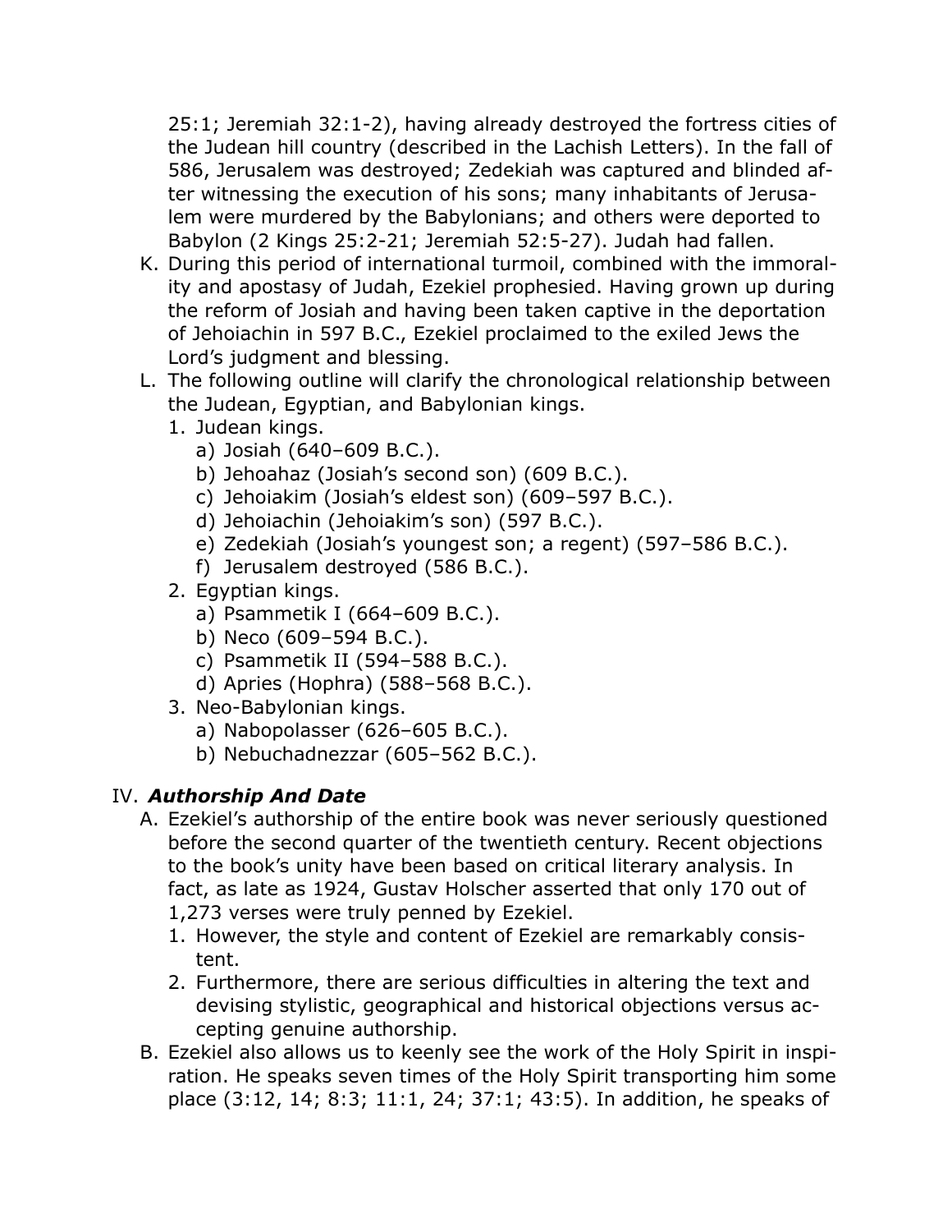25:1; Jeremiah 32:1-2), having already destroyed the fortress cities of the Judean hill country (described in the Lachish Letters). In the fall of 586, Jerusalem was destroyed; Zedekiah was captured and blinded after witnessing the execution of his sons; many inhabitants of Jerusalem were murdered by the Babylonians; and others were deported to Babylon (2 Kings 25:2-21; Jeremiah 52:5-27). Judah had fallen.

K. During this period of international turmoil, combined with the immorality and apostasy of Judah, Ezekiel prophesied. Having grown up during the reform of Josiah and having been taken captive in the deportation of Jehoiachin in 597 B.C., Ezekiel proclaimed to the exiled Jews the Lord's judgment and blessing.

L. The following outline will clarify the chronological relationship between the Judean, Egyptian, and Babylonian kings.
   1. Judean kings.
      a) Josiah (640–609 B.C.).
      b) Jehoahaz (Josiah's second son) (609 B.C.).
      c) Jehoiakim (Josiah's eldest son) (609–597 B.C.).
      d) Jehoiachin (Jehoiakim's son) (597 B.C.).
      e) Zedekiah (Josiah's youngest son; a regent) (597–586 B.C.).
      f) Jerusalem destroyed (586 B.C.).
   2. Egyptian kings.
      a) Psammetik I (664–609 B.C.).
      b) Neco (609–594 B.C.).
      c) Psammetik II (594–588 B.C.).
      d) Apries (Hophra) (588–568 B.C.).
   3. Neo-Babylonian kings.
      a) Nabopolasser (626–605 B.C.).
      b) Nebuchadnezzar (605–562 B.C.).

## IV. ***Authorship And Date***

A. Ezekiel's authorship of the entire book was never seriously questioned before the second quarter of the twentieth century. Recent objections to the book's unity have been based on critical literary analysis. In fact, as late as 1924, Gustav Holscher asserted that only 170 out of 1,273 verses were truly penned by Ezekiel.
   1. However, the style and content of Ezekiel are remarkably consistent.
   2. Furthermore, there are serious difficulties in altering the text and devising stylistic, geographical and historical objections versus accepting genuine authorship.

B. Ezekiel also allows us to keenly see the work of the Holy Spirit in inspiration. He speaks seven times of the Holy Spirit transporting him some place (3:12, 14; 8:3; 11:1, 24; 37:1; 43:5). In addition, he speaks of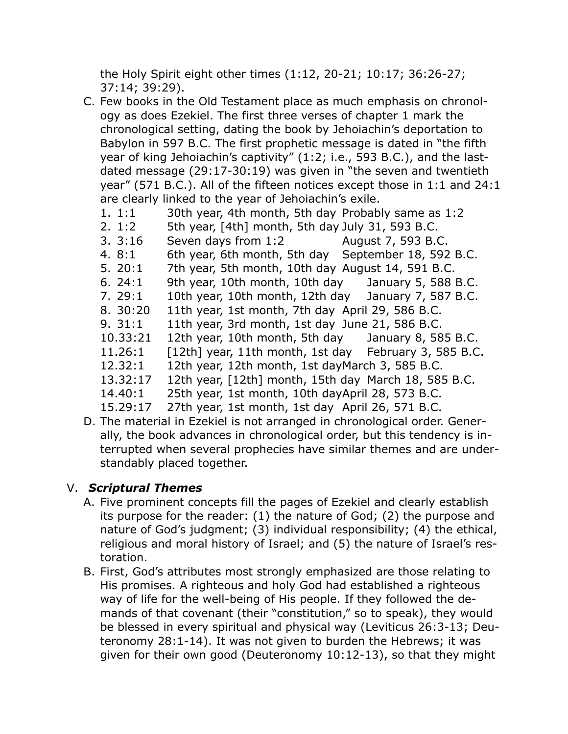the Holy Spirit eight other times (1:12, 20-21; 10:17; 36:26-27; 37:14; 39:29).

C. Few books in the Old Testament place as much emphasis on chronology as does Ezekiel. The first three verses of chapter 1 mark the chronological setting, dating the book by Jehoiachin's deportation to Babylon in 597 B.C. The first prophetic message is dated in "the fifth year of king Jehoiachin's captivity" (1:2; i.e., 593 B.C.), and the last-dated message (29:17-30:19) was given in "the seven and twentieth year" (571 B.C.). All of the fifteen notices except those in 1:1 and 24:1 are clearly linked to the year of Jehoiachin's exile.

| # | Reference | Date in text | Modern date |
|---|---|---|---|
| 1. | 1:1 | 30th year, 4th month, 5th day | Probably same as 1:2 |
| 2. | 1:2 | 5th year, [4th] month, 5th day | July 31, 593 B.C. |
| 3. | 3:16 | Seven days from 1:2 | August 7, 593 B.C. |
| 4. | 8:1 | 6th year, 6th month, 5th day | September 18, 592 B.C. |
| 5. | 20:1 | 7th year, 5th month, 10th day | August 14, 591 B.C. |
| 6. | 24:1 | 9th year, 10th month, 10th day | January 5, 588 B.C. |
| 7. | 29:1 | 10th year, 10th month, 12th day | January 7, 587 B.C. |
| 8. | 30:20 | 11th year, 1st month, 7th day | April 29, 586 B.C. |
| 9. | 31:1 | 11th year, 3rd month, 1st day | June 21, 586 B.C. |
| 10. | 33:21 | 12th year, 10th month, 5th day | January 8, 585 B.C. |
| 11. | 26:1 | [12th] year, 11th month, 1st day | February 3, 585 B.C. |
| 12. | 32:1 | 12th year, 12th month, 1st day | March 3, 585 B.C. |
| 13. | 32:17 | 12th year, [12th] month, 15th day | March 18, 585 B.C. |
| 14. | 40:1 | 25th year, 1st month, 10th day | April 28, 573 B.C. |
| 15. | 29:17 | 27th year, 1st month, 1st day | April 26, 571 B.C. |

D. The material in Ezekiel is not arranged in chronological order. Generally, the book advances in chronological order, but this tendency is interrupted when several prophecies have similar themes and are understandably placed together.

## V. *Scriptural Themes*

A. Five prominent concepts fill the pages of Ezekiel and clearly establish its purpose for the reader: (1) the nature of God; (2) the purpose and nature of God's judgment; (3) individual responsibility; (4) the ethical, religious and moral history of Israel; and (5) the nature of Israel's restoration.

B. First, God's attributes most strongly emphasized are those relating to His promises. A righteous and holy God had established a righteous way of life for the well-being of His people. If they followed the demands of that covenant (their "constitution," so to speak), they would be blessed in every spiritual and physical way (Leviticus 26:3-13; Deuteronomy 28:1-14). It was not given to burden the Hebrews; it was given for their own good (Deuteronomy 10:12-13), so that they might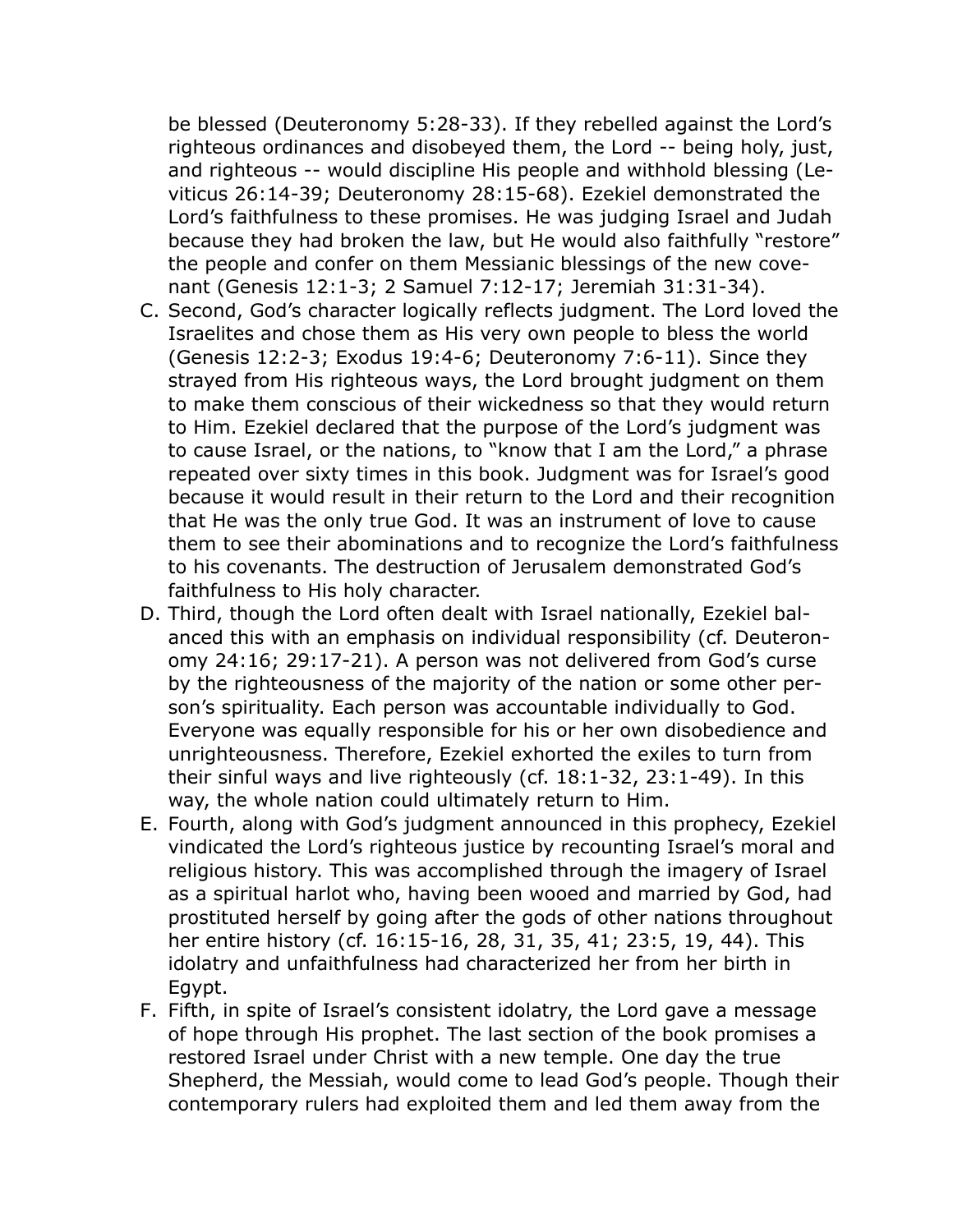be blessed (Deuteronomy 5:28-33). If they rebelled against the Lord's righteous ordinances and disobeyed them, the Lord -- being holy, just, and righteous -- would discipline His people and withhold blessing (Leviticus 26:14-39; Deuteronomy 28:15-68). Ezekiel demonstrated the Lord's faithfulness to these promises. He was judging Israel and Judah because they had broken the law, but He would also faithfully "restore" the people and confer on them Messianic blessings of the new covenant (Genesis 12:1-3; 2 Samuel 7:12-17; Jeremiah 31:31-34).

C. Second, God's character logically reflects judgment. The Lord loved the Israelites and chose them as His very own people to bless the world (Genesis 12:2-3; Exodus 19:4-6; Deuteronomy 7:6-11). Since they strayed from His righteous ways, the Lord brought judgment on them to make them conscious of their wickedness so that they would return to Him. Ezekiel declared that the purpose of the Lord's judgment was to cause Israel, or the nations, to "know that I am the Lord," a phrase repeated over sixty times in this book. Judgment was for Israel's good because it would result in their return to the Lord and their recognition that He was the only true God. It was an instrument of love to cause them to see their abominations and to recognize the Lord's faithfulness to his covenants. The destruction of Jerusalem demonstrated God's faithfulness to His holy character.

D. Third, though the Lord often dealt with Israel nationally, Ezekiel balanced this with an emphasis on individual responsibility (cf. Deuteronomy 24:16; 29:17-21). A person was not delivered from God's curse by the righteousness of the majority of the nation or some other person's spirituality. Each person was accountable individually to God. Everyone was equally responsible for his or her own disobedience and unrighteousness. Therefore, Ezekiel exhorted the exiles to turn from their sinful ways and live righteously (cf. 18:1-32, 23:1-49). In this way, the whole nation could ultimately return to Him.

E. Fourth, along with God's judgment announced in this prophecy, Ezekiel vindicated the Lord's righteous justice by recounting Israel's moral and religious history. This was accomplished through the imagery of Israel as a spiritual harlot who, having been wooed and married by God, had prostituted herself by going after the gods of other nations throughout her entire history (cf. 16:15-16, 28, 31, 35, 41; 23:5, 19, 44). This idolatry and unfaithfulness had characterized her from her birth in Egypt.

F. Fifth, in spite of Israel's consistent idolatry, the Lord gave a message of hope through His prophet. The last section of the book promises a restored Israel under Christ with a new temple. One day the true Shepherd, the Messiah, would come to lead God's people. Though their contemporary rulers had exploited them and led them away from the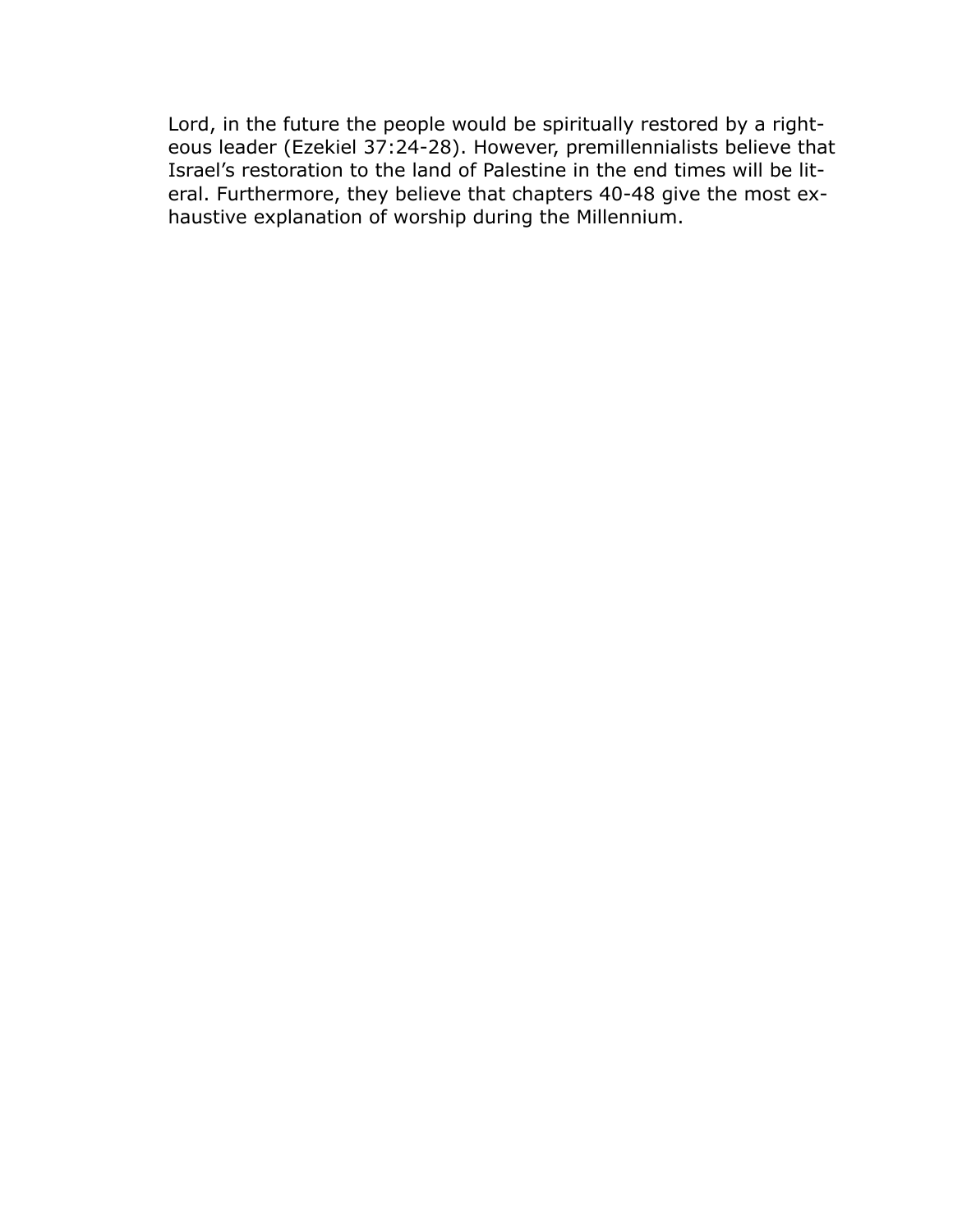Lord, in the future the people would be spiritually restored by a righteous leader (Ezekiel 37:24-28). However, premillennialists believe that Israel's restoration to the land of Palestine in the end times will be literal. Furthermore, they believe that chapters 40-48 give the most exhaustive explanation of worship during the Millennium.